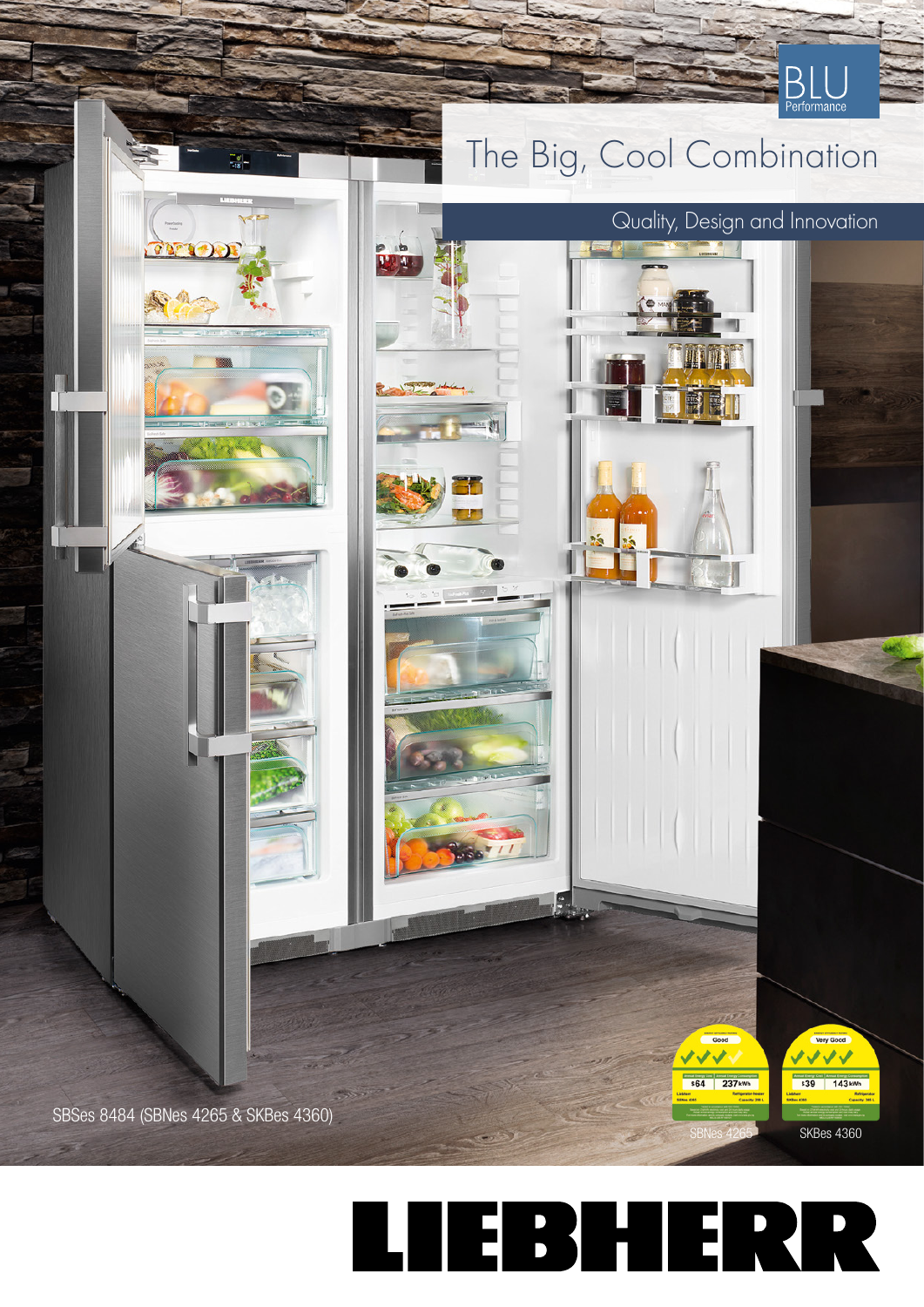BLU Performance

# The Big, Cool Combination

## Quality, Design and Innovation

SBSes 8484 (SBNes 4265 & SKBes 4360)

SBNes 4265

SKBes 4360

LIEBHERR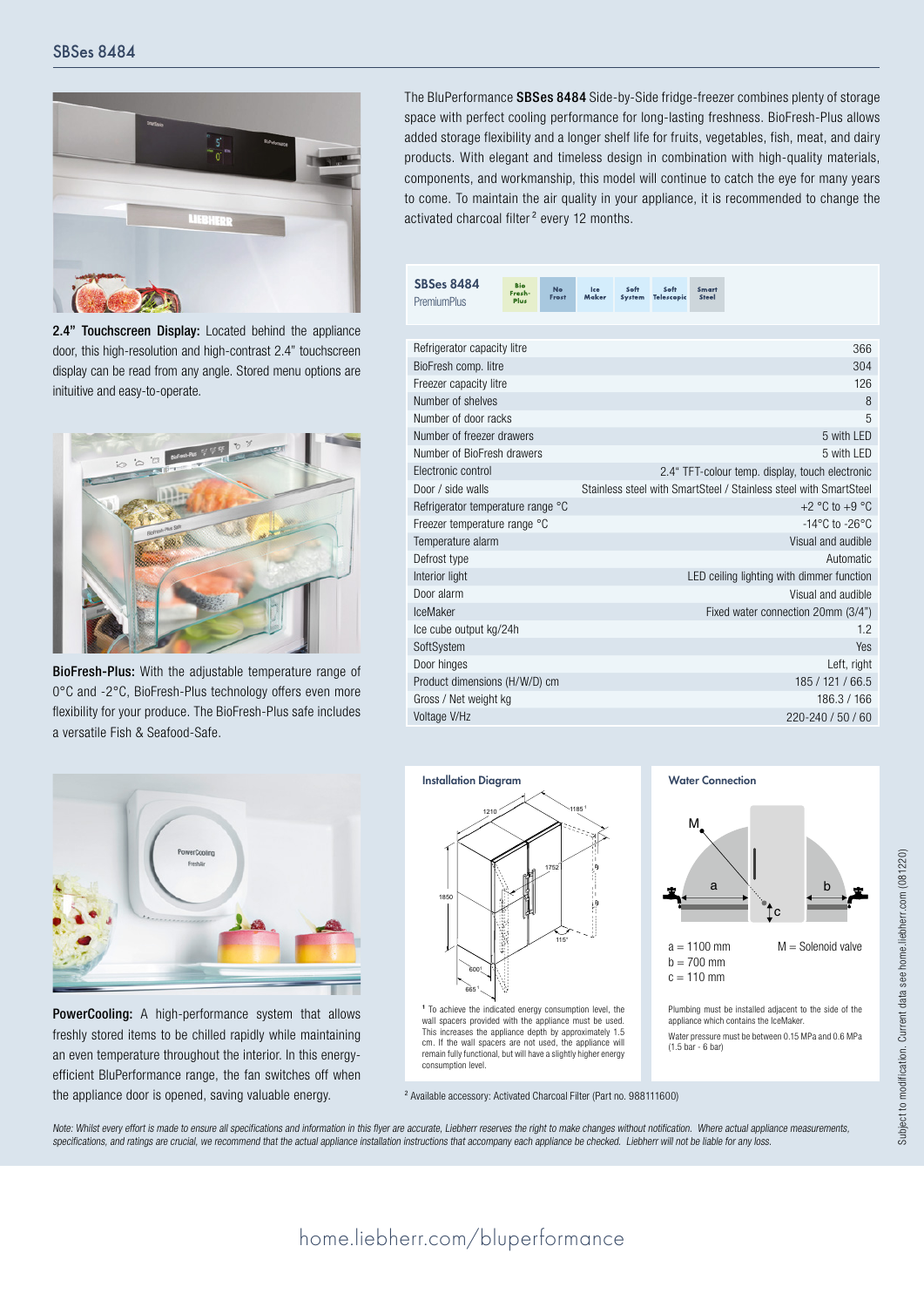## SBSes 8484

**2.4" Touchscreen Display:** Located behind the appliance door, this high-resolution and high-contrast 2.4" touchscreen display can be read from any angle. Stored menu options are inituitive and easy-to-operate.

**BioFresh-Plus:** With the adjustable temperature range of 0°C and -2°C, BioFresh-Plus technology offers even more flexibility for your produce. The BioFresh-Plus safe includes a versatile Fish & Seafood-Safe.

**PowerCooling:** A high-performance system that allows freshly stored items to be chilled rapidly while maintaining an even temperature throughout the interior. In this energy-efficient BluPerformance range, the fan switches off when the appliance door is opened, saving valuable energy.

The BluPerformance **SBSes 8484** Side-by-Side fridge-freezer combines plenty of storage space with perfect cooling performance for long-lasting freshness. BioFresh-Plus allows added storage flexibility and a longer shelf life for fruits, vegetables, fish, meat, and dairy products. With elegant and timeless design in combination with high-quality materials, components, and workmanship, this model will continue to catch the eye for many years to come. To maintain the air quality in your appliance, it is recommended to change the activated charcoal filter[2] every 12 months.

**SBSes 8484**
PremiumPlus

Bio Fresh-Plus | No Frost | Ice Maker | Soft System | Soft Telescopic | Smart Steel

| | |
|---|---|
| Refrigerator capacity litre | 366 |
| BioFresh comp. litre | 304 |
| Freezer capacity litre | 126 |
| Number of shelves | 8 |
| Number of door racks | 5 |
| Number of freezer drawers | 5 with LED |
| Number of BioFresh drawers | 5 with LED |
| Electronic control | 2.4" TFT-colour temp. display, touch electronic |
| Door / side walls | Stainless steel with SmartSteel / Stainless steel with SmartSteel |
| Refrigerator temperature range °C | +2 °C to +9 °C |
| Freezer temperature range °C | -14°C to -26°C |
| Temperature alarm | Visual and audible |
| Defrost type | Automatic |
| Interior light | LED ceiling lighting with dimmer function |
| Door alarm | Visual and audible |
| IceMaker | Fixed water connection 20mm (3/4") |
| Ice cube output kg/24h | 1.2 |
| SoftSystem | Yes |
| Door hinges | Left, right |
| Product dimensions (H/W/D) cm | 185 / 121 / 66.5 |
| Gross / Net weight kg | 186.3 / 166 |
| Voltage V/Hz | 220-240 / 50 / 60 |

**Installation Diagram**

1210
1185[1]
1752
1850
115°
600[1]
665[1]

[1] To achieve the indicated energy consumption level, the wall spacers provided with the appliance must be used. This increases the appliance depth by approximately 1.5 cm. If the wall spacers are not used, the appliance will remain fully functional, but will have a slightly higher energy consumption level.

**Water Connection**

M
a
b
c

a = 1100 mm
b = 700 mm
c = 110 mm
M = Solenoid valve

Plumbing must be installed adjacent to the side of the appliance which contains the IceMaker.

Water pressure must be between 0.15 MPa and 0.6 MPa (1.5 bar - 6 bar)

[2] Available accessory: Activated Charcoal Filter (Part no. 988111600)

*Note: Whilst every effort is made to ensure all specifications and information in this flyer are accurate, Liebherr reserves the right to make changes without notification. Where actual appliance measurements, specifications, and ratings are crucial, we recommend that the actual appliance installation instructions that accompany each appliance be checked. Liebherr will not be liable for any loss.*

Subject to modification. Current data see home.liebherr.com (081220)

home.liebherr.com/bluperformance